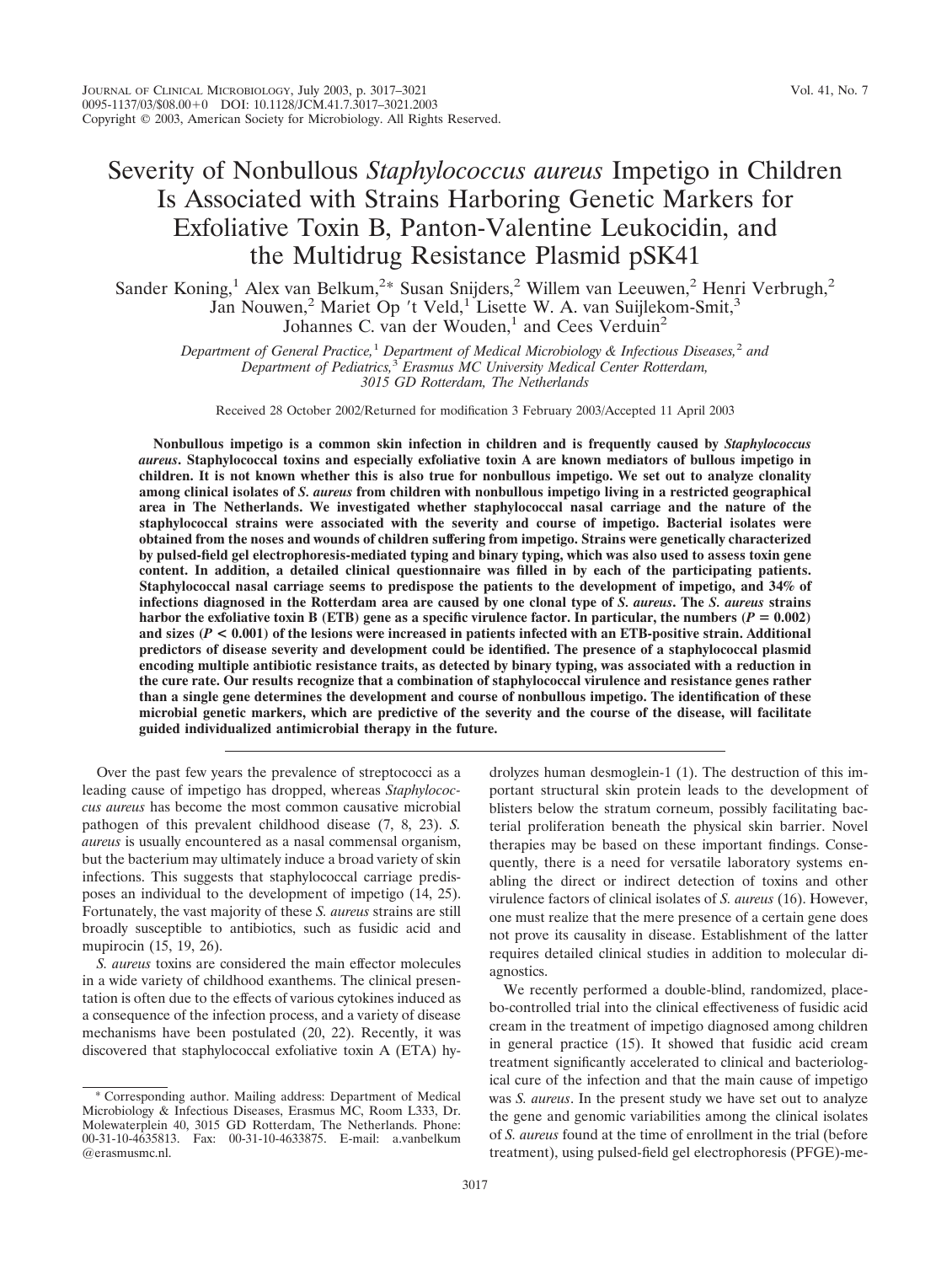# Severity of Nonbullous *Staphylococcus aureus* Impetigo in Children Is Associated with Strains Harboring Genetic Markers for Exfoliative Toxin B, Panton-Valentine Leukocidin, and the Multidrug Resistance Plasmid pSK41

Sander Koning,[1] Alex van Belkum,[2]* Susan Snijders,[2] Willem van Leeuwen,[2] Henri Verbrugh,[2] Jan Nouwen,[2] Mariet Op 't Veld,[1] Lisette W. A. van Suijlekom-Smit,[3] Johannes C. van der Wouden,[1] and Cees Verduin[2]

*Department of General Practice,[1] Department of Medical Microbiology & Infectious Diseases,[2] and Department of Pediatrics,[3] Erasmus MC University Medical Center Rotterdam, 3015 GD Rotterdam, The Netherlands*

Received 28 October 2002/Returned for modification 3 February 2003/Accepted 11 April 2003

**Nonbullous impetigo is a common skin infection in children and is frequently caused by *Staphylococcus aureus*. Staphylococcal toxins and especially exfoliative toxin A are known mediators of bullous impetigo in children. It is not known whether this is also true for nonbullous impetigo. We set out to analyze clonality among clinical isolates of *S. aureus* from children with nonbullous impetigo living in a restricted geographical area in The Netherlands. We investigated whether staphylococcal nasal carriage and the nature of the staphylococcal strains were associated with the severity and course of impetigo. Bacterial isolates were obtained from the noses and wounds of children suffering from impetigo. Strains were genetically characterized by pulsed-field gel electrophoresis-mediated typing and binary typing, which was also used to assess toxin gene content. In addition, a detailed clinical questionnaire was filled in by each of the participating patients. Staphylococcal nasal carriage seems to predispose the patients to the development of impetigo, and 34% of infections diagnosed in the Rotterdam area are caused by one clonal type of *S. aureus*. The *S. aureus* strains harbor the exfoliative toxin B (ETB) gene as a specific virulence factor. In particular, the numbers ($P = 0.002$) and sizes ($P < 0.001$) of the lesions were increased in patients infected with an ETB-positive strain. Additional predictors of disease severity and development could be identified. The presence of a staphylococcal plasmid encoding multiple antibiotic resistance traits, as detected by binary typing, was associated with a reduction in the cure rate. Our results recognize that a combination of staphylococcal virulence and resistance genes rather than a single gene determines the development and course of nonbullous impetigo. The identification of these microbial genetic markers, which are predictive of the severity and the course of the disease, will facilitate guided individualized antimicrobial therapy in the future.**

Over the past few years the prevalence of streptococci as a leading cause of impetigo has dropped, whereas *Staphylococcus aureus* has become the most common causative microbial pathogen of this prevalent childhood disease (7, 8, 23). *S. aureus* is usually encountered as a nasal commensal organism, but the bacterium may ultimately induce a broad variety of skin infections. This suggests that staphylococcal carriage predisposes an individual to the development of impetigo (14, 25). Fortunately, the vast majority of these *S. aureus* strains are still broadly susceptible to antibiotics, such as fusidic acid and mupirocin (15, 19, 26).

*S. aureus* toxins are considered the main effector molecules in a wide variety of childhood exanthems. The clinical presentation is often due to the effects of various cytokines induced as a consequence of the infection process, and a variety of disease mechanisms have been postulated (20, 22). Recently, it was discovered that staphylococcal exfoliative toxin A (ETA) hydrolyzes human desmoglein-1 (1). The destruction of this important structural skin protein leads to the development of blisters below the stratum corneum, possibly facilitating bacterial proliferation beneath the physical skin barrier. Novel therapies may be based on these important findings. Consequently, there is a need for versatile laboratory systems enabling the direct or indirect detection of toxins and other virulence factors of clinical isolates of *S. aureus* (16). However, one must realize that the mere presence of a certain gene does not prove its causality in disease. Establishment of the latter requires detailed clinical studies in addition to molecular diagnostics.

We recently performed a double-blind, randomized, placebo-controlled trial into the clinical effectiveness of fusidic acid cream in the treatment of impetigo diagnosed among children in general practice (15). It showed that fusidic acid cream treatment significantly accelerated to clinical and bacteriological cure of the infection and that the main cause of impetigo was *S. aureus*. In the present study we have set out to analyze the gene and genomic variabilities among the clinical isolates of *S. aureus* found at the time of enrollment in the trial (before treatment), using pulsed-field gel electrophoresis (PFGE)-me-

\* Corresponding author. Mailing address: Department of Medical Microbiology & Infectious Diseases, Erasmus MC, Room L333, Dr. Molewaterplein 40, 3015 GD Rotterdam, The Netherlands. Phone: 00-31-10-4635813. Fax: 00-31-10-4633875. E-mail: a.vanbelkum@erasmusmc.nl.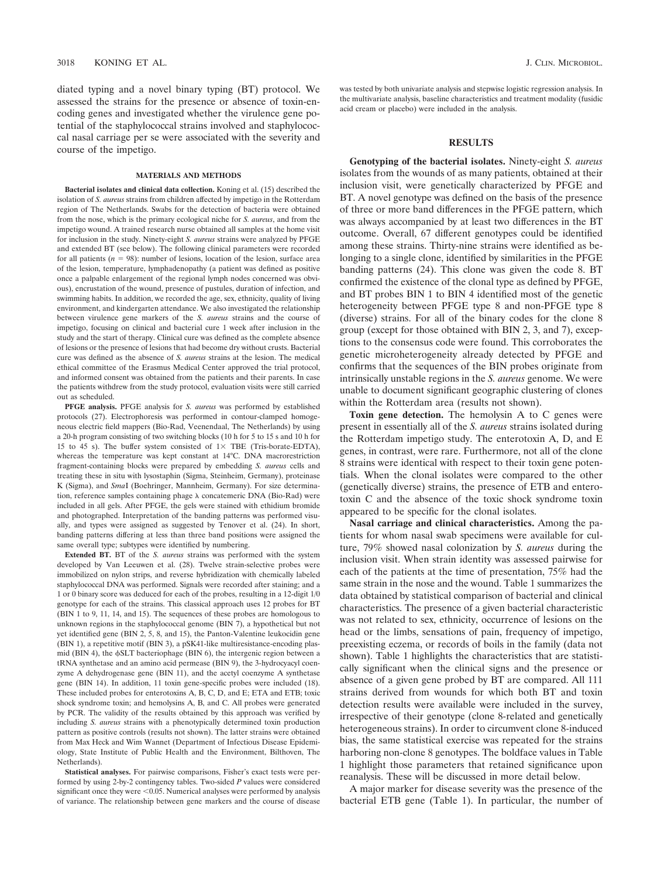diated typing and a novel binary typing (BT) protocol. We assessed the strains for the presence or absence of toxin-encoding genes and investigated whether the virulence gene potential of the staphylococcal strains involved and staphylococcal nasal carriage per se were associated with the severity and course of the impetigo.

## MATERIALS AND METHODS

**Bacterial isolates and clinical data collection.** Koning et al. (15) described the isolation of *S. aureus* strains from children affected by impetigo in the Rotterdam region of The Netherlands. Swabs for the detection of bacteria were obtained from the nose, which is the primary ecological niche for *S. aureus*, and from the impetigo wound. A trained research nurse obtained all samples at the home visit for inclusion in the study. Ninety-eight *S. aureus* strains were analyzed by PFGE and extended BT (see below). The following clinical parameters were recorded for all patients ($n = 98$): number of lesions, location of the lesion, surface area of the lesion, temperature, lymphadenopathy (a patient was defined as positive once a palpable enlargement of the regional lymph nodes concerned was obvious), encrustation of the wound, presence of pustules, duration of infection, and swimming habits. In addition, we recorded the age, sex, ethnicity, quality of living environment, and kindergarten attendance. We also investigated the relationship between virulence gene markers of the *S. aureus* strains and the course of impetigo, focusing on clinical and bacterial cure 1 week after inclusion in the study and the start of therapy. Clinical cure was defined as the complete absence of lesions or the presence of lesions that had become dry without crusts. Bacterial cure was defined as the absence of *S. aureus* strains at the lesion. The medical ethical committee of the Erasmus Medical Center approved the trial protocol, and informed consent was obtained from the patients and their parents. In case the patients withdrew from the study protocol, evaluation visits were still carried out as scheduled.

**PFGE analysis.** PFGE analysis for *S. aureus* was performed by established protocols (27). Electrophoresis was performed in contour-clamped homogeneous electric field mappers (Bio-Rad, Veenendaal, The Netherlands) by using a 20-h program consisting of two switching blocks (10 h for 5 to 15 s and 10 h for 15 to 45 s). The buffer system consisted of 1× TBE (Tris-borate-EDTA), whereas the temperature was kept constant at 14°C. DNA macrorestriction fragment-containing blocks were prepared by embedding *S. aureus* cells and treating these in situ with lysostaphin (Sigma, Steinheim, Germany), proteinase K (Sigma), and *Sma*I (Boehringer, Mannheim, Germany). For size determination, reference samples containing phage λ concatemeric DNA (Bio-Rad) were included in all gels. After PFGE, the gels were stained with ethidium bromide and photographed. Interpretation of the banding patterns was performed visually, and types were assigned as suggested by Tenover et al. (24). In short, banding patterns differing at less than three band positions were assigned the same overall type; subtypes were identified by numbering.

**Extended BT.** BT of the *S. aureus* strains was performed with the system developed by Van Leeuwen et al. (28). Twelve strain-selective probes were immobilized on nylon strips, and reverse hybridization with chemically labeled staphylococcal DNA was performed. Signals were recorded after staining; and a 1 or 0 binary score was deduced for each of the probes, resulting in a 12-digit 1/0 genotype for each of the strains. This classical approach uses 12 probes for BT (BIN 1 to 9, 11, 14, and 15). The sequences of these probes are homologous to unknown regions in the staphylococcal genome (BIN 7), a hypothetical but not yet identified gene (BIN 2, 5, 8, and 15), the Panton-Valentine leukocidin gene (BIN 1), a repetitive motif (BIN 3), a pSK41-like multiresistance-encoding plasmid (BIN 4), the ϕSLT bacteriophage (BIN 6), the intergenic region between a tRNA synthetase and an amino acid permease (BIN 9), the 3-hydrocyacyl coenzyme A dehydrogenase gene (BIN 11), and the acetyl coenzyme A synthetase gene (BIN 14). In addition, 11 toxin gene-specific probes were included (18). These included probes for enterotoxins A, B, C, D, and E; ETA and ETB; toxic shock syndrome toxin; and hemolysins A, B, and C. All probes were generated by PCR. The validity of the results obtained by this approach was verified by including *S. aureus* strains with a phenotypically determined toxin production pattern as positive controls (results not shown). The latter strains were obtained from Max Heck and Wim Wannet (Department of Infectious Disease Epidemiology, State Institute of Public Health and the Environment, Bilthoven, The Netherlands).

**Statistical analyses.** For pairwise comparisons, Fisher's exact tests were performed by using 2-by-2 contingency tables. Two-sided $P$ values were considered significant once they were <0.05. Numerical analyses were performed by analysis of variance. The relationship between gene markers and the course of disease was tested by both univariate analysis and stepwise logistic regression analysis. In the multivariate analysis, baseline characteristics and treatment modality (fusidic acid cream or placebo) were included in the analysis.

## RESULTS

**Genotyping of the bacterial isolates.** Ninety-eight *S. aureus* isolates from the wounds of as many patients, obtained at their inclusion visit, were genetically characterized by PFGE and BT. A novel genotype was defined on the basis of the presence of three or more band differences in the PFGE pattern, which was always accompanied by at least two differences in the BT outcome. Overall, 67 different genotypes could be identified among these strains. Thirty-nine strains were identified as belonging to a single clone, identified by similarities in the PFGE banding patterns (24). This clone was given the code 8. BT confirmed the existence of the clonal type as defined by PFGE, and BT probes BIN 1 to BIN 4 identified most of the genetic heterogeneity between PFGE type 8 and non-PFGE type 8 (diverse) strains. For all of the binary codes for the clone 8 group (except for those obtained with BIN 2, 3, and 7), exceptions to the consensus code were found. This corroborates the genetic microheterogeneity already detected by PFGE and confirms that the sequences of the BIN probes originate from intrinsically unstable regions in the *S. aureus* genome. We were unable to document significant geographic clustering of clones within the Rotterdam area (results not shown).

**Toxin gene detection.** The hemolysin A to C genes were present in essentially all of the *S. aureus* strains isolated during the Rotterdam impetigo study. The enterotoxin A, D, and E genes, in contrast, were rare. Furthermore, not all of the clone 8 strains were identical with respect to their toxin gene potentials. When the clonal isolates were compared to the other (genetically diverse) strains, the presence of ETB and enterotoxin C and the absence of the toxic shock syndrome toxin appeared to be specific for the clonal isolates.

**Nasal carriage and clinical characteristics.** Among the patients for whom nasal swab specimens were available for culture, 79% showed nasal colonization by *S. aureus* during the inclusion visit. When strain identity was assessed pairwise for each of the patients at the time of presentation, 75% had the same strain in the nose and the wound. Table 1 summarizes the data obtained by statistical comparison of bacterial and clinical characteristics. The presence of a given bacterial characteristic was not related to sex, ethnicity, occurrence of lesions on the head or the limbs, sensations of pain, frequency of impetigo, preexisting eczema, or records of boils in the family (data not shown). Table 1 highlights the characteristics that are statistically significant when the clinical signs and the presence or absence of a given gene probed by BT are compared. All 111 strains derived from wounds for which both BT and toxin detection results were available were included in the survey, irrespective of their genotype (clone 8-related and genetically heterogeneous strains). In order to circumvent clone 8-induced bias, the same statistical exercise was repeated for the strains harboring non-clone 8 genotypes. The boldface values in Table 1 highlight those parameters that retained significance upon reanalysis. These will be discussed in more detail below.

A major marker for disease severity was the presence of the bacterial ETB gene (Table 1). In particular, the number of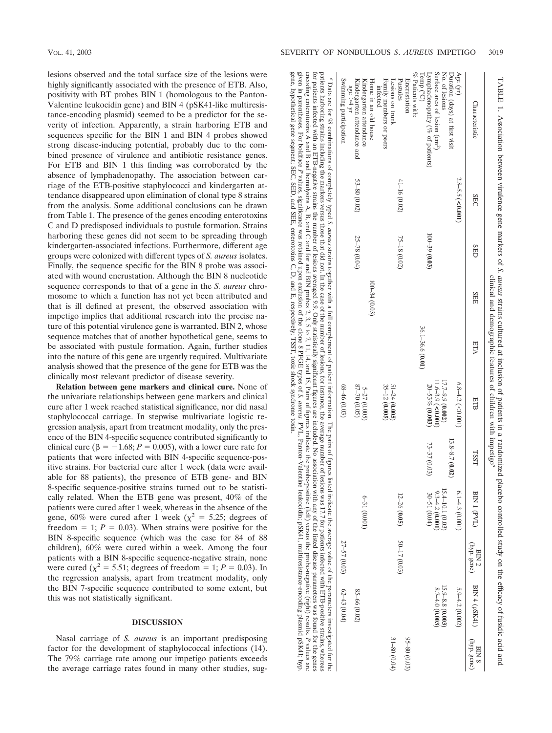lesions observed and the total surface size of the lesions were highly significantly associated with the presence of ETB. Also, positivity with BT probes BIN 1 (homologous to the Panton-Valentine leukocidin gene) and BIN 4 (pSK41-like multiresistance-encoding plasmid) seemed to be a predictor for the severity of infection. Apparently, a strain harboring ETB and sequences specific for the BIN 1 and BIN 4 probes showed strong disease-inducing potential, probably due to the combined presence of virulence and antibiotic resistance genes. For ETB and BIN 1 this finding was corroborated by the absence of lymphadenopathy. The association between carriage of the ETB-positive staphylococci and kindergarten attendance disappeared upon elimination of clonal type 8 strains from the analysis. Some additional conclusions can be drawn from Table 1. The presence of the genes encoding enterotoxins C and D predisposed individuals to pustule formation. Strains harboring these genes did not seem to be spreading through kindergarten-associated infections. Furthermore, different age groups were colonized with different types of *S. aureus* isolates. Finally, the sequence specific for the BIN 8 probe was associated with wound encrustation. Although the BIN 8 nucleotide sequence corresponds to that of a gene in the *S. aureus* chromosome to which a function has not yet been attributed and that is ill defined at present, the observed association with impetigo implies that additional research into the precise nature of this potential virulence gene is warranted. BIN 2, whose sequence matches that of another hypothetical gene, seems to be associated with pustule formation. Again, further studies into the nature of this gene are urgently required. Multivariate analysis showed that the presence of the gene for ETB was the clinically most relevant predictor of disease severity.

**Relation between gene markers and clinical cure.** None of the univariate relationships between gene markers and clinical cure after 1 week reached statistical significance, nor did nasal staphylococcal carriage. In stepwise multivariate logistic regression analysis, apart from treatment modality, only the presence of the BIN 4-specific sequence contributed significantly to clinical cure ($\beta = -1.68$; $P = 0.005$), with a lower cure rate for patients that were infected with BIN 4-specific sequence-positive strains. For bacterial cure after 1 week (data were available for 88 patients), the presence of ETB gene- and BIN 8-specific sequence-positive strains turned out to be statistically related. When the ETB gene was present, 40% of the patients were cured after 1 week, whereas in the absence of the gene, 60% were cured after 1 week ($\chi^2 = 5.25$; degrees of freedom = 1; $P = 0.03$). When strains were positive for the BIN 8-specific sequence (which was the case for 84 of 88 children), 60% were cured within a week. Among the four patients with a BIN 8-specific sequence-negative strain, none were cured ($\chi^2 = 5.51$; degrees of freedom = 1; $P = 0.03$). In the regression analysis, apart from treatment modality, only the BIN 7-specific sequence contributed to some extent, but this was not statistically significant.

TABLE 1. Association between virulence gene markers of *S. aureus* strains cultured at inclusion of patients in a randomized placebo controlled study on the efficacy of fusidic acid and clinical and demographic features of children with impetigo[a]

| Characteristic | SEC | SED | SEE | ETA | ETB | TSST | BIN 1 (PVL) | BIN 2 (hyp. gene) | BIN 4 (pSK41) | BIN 8 (hyp. gene) |
|---|---|---|---|---|---|---|---|---|---|---|
| Age (yr) | 2.8–5.5 (**<0.001**) | | | | 6.8–4.2 (<0.001) | | 6.1–4.3 (0.001) | | 5.9–4.2 (0.002) | |
| Duration (days) at first visit | | | | | | 13.8–8.7 (**0.02**) | | | | |
| No. of lesions | | | | | 17.7–9.9 (**0.002**) | | 15.4–10.1 (0.03) | | 15.9–8.8 (**0.003**) | |
| Surface area of lesion (cm²) | | | | | 11.6–3.9 (**<0.001**) | | 9.3–4.2 (**0.001**) | | 8.7–4.0 (**0.003**) | |
| Lymphadenopathy (% of patients) | | 100–39 (**0.03**) | | | 20–53% (**0.003**) | 73–37 (0.03) | 30–51 (0.04) | | | |
| Temp (°C) | | | | 36.1–36.6 (**0.01**) | | | | | | |
| % Patients with: | | | | | | | | | | |
| Encrustation | | | | | | | | | | 95–80 (0.03) |
| Pustules | 41–16 (0.02) | 75–18 (0.02) | | | 51–24 (**0.005**) | | 12–26 (**0.005**) | 50–17 (0.03) | | 31–80 (0.04) |
| Lesions on trunk | | | | | 35–12 (**0.005**) | | | | | |
| Family members or peers infected | | | | | | | | | | |
| Home in an old house | | | 100–34 (0.03) | | | | | | | |
| Kindergarten attendance | | 25–78 (0.04) | | | 5–27 (0.005) | | 6–31 (0.001) | | | |
| Kindergarten attendance and age >4 yr | 53–80 (0.02) | | | | 87–70 (0.05) | | | | 85–66 (0.02) | |
| Swimming participation | | | | | 68–46 (0.03) | | | 27–57 (0.03) | 62–43 (0.04) | |

[a] Data are for 98 combinations of completely typed *S. aureus* strains together with a full complement of patient information. The pairs of figures listed indicate the average value of the parameters investigated for the patients harboring strains including the markers versus those that did not. In the case of the number of lesions, for instance, the average number of lesions was 17.7 for patients infected with ETB-positive strains, whereas for patients infected with an ETB-negative strains the number of lesions averaged 9.9. Only statistically significant figures are included. No association with any of the listed disease parameters was found for the genes encoding enterotoxins A and B and hemolysins A, B, and C and for and BIN probes 2, 3, 5 to 7, 11, 14, and 15. Pairs of figures indicate the probe-positive (left) versus the probe-negative (right) results. *P* values are given in parentheses. For boldface *P* values, significance was retained upon exclusion of the clone 8 PFGE types of *S. aureus*. PVL, Panton-Valentine leukocidin; pSK41, multiresistance-encoding plasmid pSK41; hyp. gene, hypothetical gene segment; SEC, SED, and SEE, enterotoxins C, D, and E, respectively; TSST, toxic shock syndrome toxin.

## DISCUSSION

Nasal carriage of *S. aureus* is an important predisposing factor for the development of staphylococcal infections (14). The 79% carriage rate among our impetigo patients exceeds the average carriage rates found in many other studies, sug-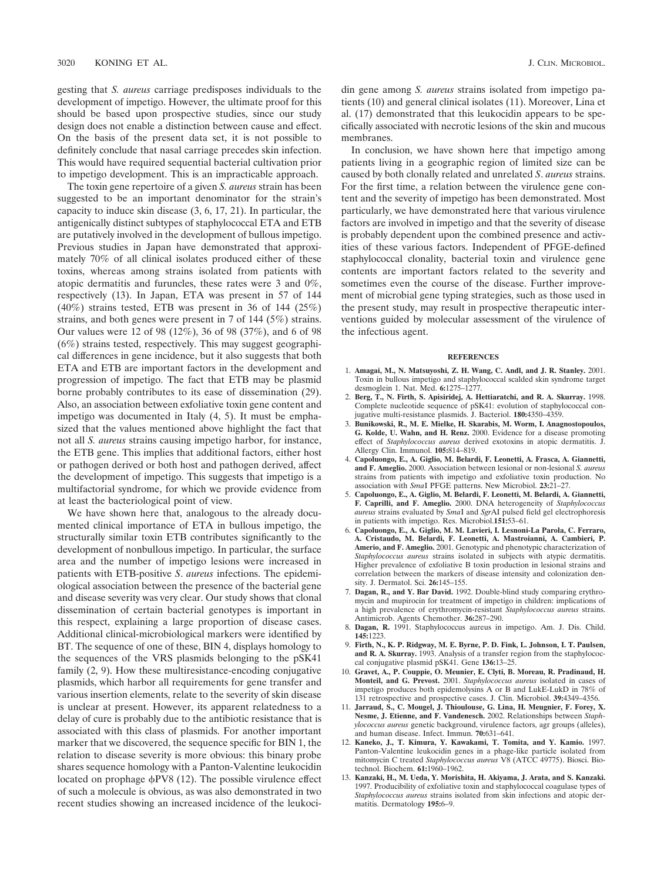gesting that *S. aureus* carriage predisposes individuals to the development of impetigo. However, the ultimate proof for this should be based upon prospective studies, since our study design does not enable a distinction between cause and effect. On the basis of the present data set, it is not possible to definitely conclude that nasal carriage precedes skin infection. This would have required sequential bacterial cultivation prior to impetigo development. This is an impracticable approach.

The toxin gene repertoire of a given *S. aureus* strain has been suggested to be an important denominator for the strain's capacity to induce skin disease (3, 6, 17, 21). In particular, the antigenically distinct subtypes of staphylococcal ETA and ETB are putatively involved in the development of bullous impetigo. Previous studies in Japan have demonstrated that approximately 70% of all clinical isolates produced either of these toxins, whereas among strains isolated from patients with atopic dermatitis and furuncles, these rates were 3 and 0%, respectively (13). In Japan, ETA was present in 57 of 144 (40%) strains tested, ETB was present in 36 of 144 (25%) strains, and both genes were present in 7 of 144 (5%) strains. Our values were 12 of 98 (12%), 36 of 98 (37%), and 6 of 98 (6%) strains tested, respectively. This may suggest geographical differences in gene incidence, but it also suggests that both ETA and ETB are important factors in the development and progression of impetigo. The fact that ETB may be plasmid borne probably contributes to its ease of dissemination (29). Also, an association between exfoliative toxin gene content and impetigo was documented in Italy (4, 5). It must be emphasized that the values mentioned above highlight the fact that not all *S. aureus* strains causing impetigo harbor, for instance, the ETB gene. This implies that additional factors, either host or pathogen derived or both host and pathogen derived, affect the development of impetigo. This suggests that impetigo is a multifactorial syndrome, for which we provide evidence from at least the bacteriological point of view.

We have shown here that, analogous to the already documented clinical importance of ETA in bullous impetigo, the structurally similar toxin ETB contributes significantly to the development of nonbullous impetigo. In particular, the surface area and the number of impetigo lesions were increased in patients with ETB-positive *S. aureus* infections. The epidemiological association between the presence of the bacterial gene and disease severity was very clear. Our study shows that clonal dissemination of certain bacterial genotypes is important in this respect, explaining a large proportion of disease cases. Additional clinical-microbiological markers were identified by BT. The sequence of one of these, BIN 4, displays homology to the sequences of the VRS plasmids belonging to the pSK41 family (2, 9). How these multiresistance-encoding conjugative plasmids, which harbor all requirements for gene transfer and various insertion elements, relate to the severity of skin disease is unclear at present. However, its apparent relatedness to a delay of cure is probably due to the antibiotic resistance that is associated with this class of plasmids. For another important marker that we discovered, the sequence specific for BIN 1, the relation to disease severity is more obvious: this binary probe shares sequence homology with a Panton-Valentine leukocidin located on prophage ϕPV8 (12). The possible virulence effect of such a molecule is obvious, as was also demonstrated in two recent studies showing an increased incidence of the leukocidin gene among *S. aureus* strains isolated from impetigo patients (10) and general clinical isolates (11). Moreover, Lina et al. (17) demonstrated that this leukocidin appears to be specifically associated with necrotic lesions of the skin and mucous membranes.

In conclusion, we have shown here that impetigo among patients living in a geographic region of limited size can be caused by both clonally related and unrelated *S. aureus* strains. For the first time, a relation between the virulence gene content and the severity of impetigo has been demonstrated. Most particularly, we have demonstrated here that various virulence factors are involved in impetigo and that the severity of disease is probably dependent upon the combined presence and activities of these various factors. Independent of PFGE-defined staphylococcal clonality, bacterial toxin and virulence gene contents are important factors related to the severity and sometimes even the course of the disease. Further improvement of microbial gene typing strategies, such as those used in the present study, may result in prospective therapeutic interventions guided by molecular assessment of the virulence of the infectious agent.

## REFERENCES

1. **Amagai, M., N. Matsuyoshi, Z. H. Wang, C. Andl, and J. R. Stanley.** 2001. Toxin in bullous impetigo and staphylococcal scalded skin syndrome target desmoglein 1. Nat. Med. **6:**1275–1277.
2. **Berg, T., N. Firth, S. Apisiridej, A. Hettiaratchi, and R. A. Skurray.** 1998. Complete nucleotide sequence of pSK41: evolution of staphylococcal conjugative multi-resistance plasmids. J. Bacteriol. **180:**4350–4359.
3. **Bunikowski, R., M. E. Mielke, H. Skarabis, M. Worm, I. Anagnostopoulos, G. Kolde, U. Wahn, and H. Renz.** 2000. Evidence for a disease promoting effect of *Staphylococcus aureus* derived exotoxins in atopic dermatitis. J. Allergy Clin. Immunol. **105:**814–819.
4. **Capoluongo, E., A. Giglio, M. Belardi, F. Leonetti, A. Frasca, A. Giannetti, and F. Ameglio.** 2000. Association between lesional or non-lesional *S. aureus* strains from patients with impetigo and exfoliative toxin production. No association with *Sma*I PFGE patterns. New Microbiol. **23:**21–27.
5. **Capoluongo, E., A. Giglio, M. Belardi, F. Leonetti, M. Belardi, A. Giannetti, F. Caprilli, and F. Ameglio.** 2000. DNA heterogeneity of *Staphylococcus aureus* strains evaluated by *Sma*I and *Sgr*AI pulsed field gel electrophoresis in patients with impetigo. Res. Microbiol.**151:**53–61.
6. **Capoluongo, E., A. Giglio, M. M. Lavieri, I. Lesnoni-La Parola, C. Ferraro, A. Cristaudo, M. Belardi, F. Leonetti, A. Mastroianni, A. Cambieri, P. Amerio, and F. Ameglio.** 2001. Genotypic and phenotypic characterization of *Staphylococcus aureus* strains isolated in subjects with atypic dermatitis. Higher prevalence of exfoliative B toxin production in lesional strains and correlation between the markers of disease intensity and colonization density. J. Dermatol. Sci. **26:**145–155.
7. **Dagan, R., and Y. Bar David.** 1992. Double-blind study comparing erythromycin and mupirocin for treatment of impetigo in children: implications of a high prevalence of erythromycin-resistant *Staphylococcus aureus* strains. Antimicrob. Agents Chemother. **36:**287–290.
8. **Dagan, R.** 1991. Staphylococcus aureus in impetigo. Am. J. Dis. Child. **145:**1223.
9. **Firth, N., K. P. Ridgway, M. E. Byrne, P. D. Fink, L. Johnson, I. T. Paulsen, and R. A. Skurray.** 1993. Analysis of a transfer region from the staphylococcal conjugative plasmid pSK41. Gene **136:**13–25.
10. **Gravet, A., P. Couppie, O. Meunier, E. Clyti, B. Moreau, R. Pradinaud, H. Monteil, and G. Prevost.** 2001. *Staphylococcus aureus* isolated in cases of impetigo produces both epidemolysins A or B and LukE-LukD in 78% of 131 retrospective and prospective cases. J. Clin. Microbiol. **39:**4349–4356.
11. **Jarraud, S., C. Mougel, J. Thioulouse, G. Lina, H. Meugnier, F. Forey, X. Nesme, J. Etienne, and F. Vandenesch.** 2002. Relationships between *Staphylococcus aureus* genetic background, virulence factors, agr groups (alleles), and human disease. Infect. Immun. **70:**631–641.
12. **Kaneko, J., T. Kimura, Y. Kawakami, T. Tomita, and Y. Kamio.** 1997. Panton-Valentine leukocidin genes in a phage-like particle isolated from mitomycin C treated *Staphylococcus aureus* V8 (ATCC 49775). Biosci. Biotechnol. Biochem. **61:**1960–1962.
13. **Kanzaki, H., M. Ueda, Y. Morishita, H. Akiyama, J. Arata, and S. Kanzaki.** 1997. Producibility of exfoliative toxin and staphylococcal coagulase types of *Staphylococcus aureus* strains isolated from skin infections and atopic dermatitis. Dermatology **195:**6–9.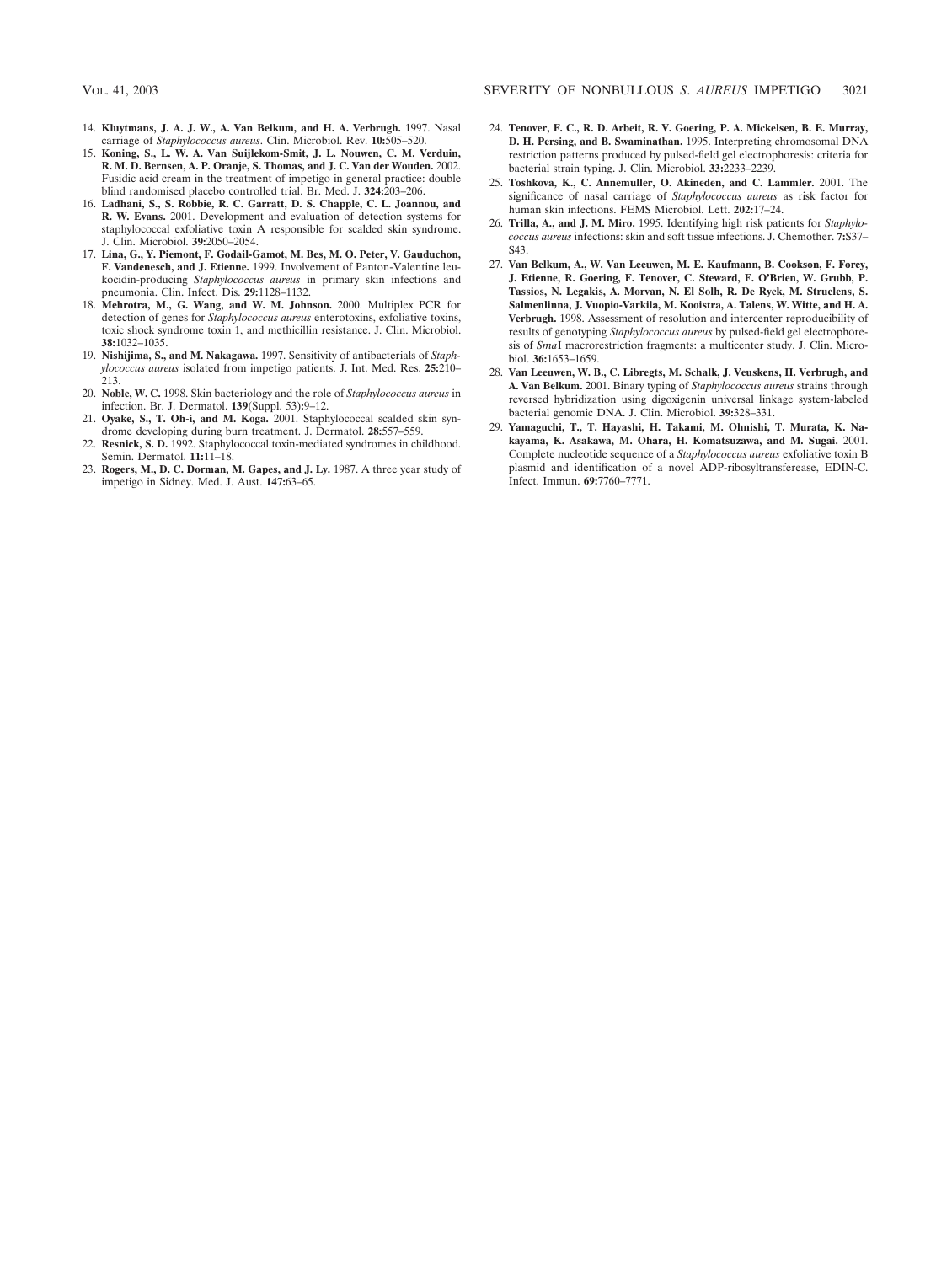14. **Kluytmans, J. A. J. W., A. Van Belkum, and H. A. Verbrugh.** 1997. Nasal carriage of *Staphylococcus aureus*. Clin. Microbiol. Rev. **10:**505–520.
15. **Koning, S., L. W. A. Van Suijlekom-Smit, J. L. Nouwen, C. M. Verduin, R. M. D. Bernsen, A. P. Oranje, S. Thomas, and J. C. Van der Wouden.** 2002. Fusidic acid cream in the treatment of impetigo in general practice: double blind randomised placebo controlled trial. Br. Med. J. **324:**203–206.
16. **Ladhani, S., S. Robbie, R. C. Garratt, D. S. Chapple, C. L. Joannou, and R. W. Evans.** 2001. Development and evaluation of detection systems for staphylococcal exfoliative toxin A responsible for scalded skin syndrome. J. Clin. Microbiol. **39:**2050–2054.
17. **Lina, G., Y. Piemont, F. Godail-Gamot, M. Bes, M. O. Peter, V. Gauduchon, F. Vandenesch, and J. Etienne.** 1999. Involvement of Panton-Valentine leukocidin-producing *Staphylococcus aureus* in primary skin infections and pneumonia. Clin. Infect. Dis. **29:**1128–1132.
18. **Mehrotra, M., G. Wang, and W. M. Johnson.** 2000. Multiplex PCR for detection of genes for *Staphylococcus aureus* enterotoxins, exfoliative toxins, toxic shock syndrome toxin 1, and methicillin resistance. J. Clin. Microbiol. **38:**1032–1035.
19. **Nishijima, S., and M. Nakagawa.** 1997. Sensitivity of antibacterials of *Staphylococcus aureus* isolated from impetigo patients. J. Int. Med. Res. **25:**210–213.
20. **Noble, W. C.** 1998. Skin bacteriology and the role of *Staphylococcus aureus* in infection. Br. J. Dermatol. **139**(Suppl. 53)**:**9–12.
21. **Oyake, S., T. Oh-i, and M. Koga.** 2001. Staphylococcal scalded skin syndrome developing during burn treatment. J. Dermatol. **28:**557–559.
22. **Resnick, S. D.** 1992. Staphylococcal toxin-mediated syndromes in childhood. Semin. Dermatol. **11:**11–18.
23. **Rogers, M., D. C. Dorman, M. Gapes, and J. Ly.** 1987. A three year study of impetigo in Sidney. Med. J. Aust. **147:**63–65.
24. **Tenover, F. C., R. D. Arbeit, R. V. Goering, P. A. Mickelsen, B. E. Murray, D. H. Persing, and B. Swaminathan.** 1995. Interpreting chromosomal DNA restriction patterns produced by pulsed-field gel electrophoresis: criteria for bacterial strain typing. J. Clin. Microbiol. **33:**2233–2239.
25. **Toshkova, K., C. Annemuller, O. Akineden, and C. Lammler.** 2001. The significance of nasal carriage of *Staphylococcus aureus* as risk factor for human skin infections. FEMS Microbiol. Lett. **202:**17–24.
26. **Trilla, A., and J. M. Miro.** 1995. Identifying high risk patients for *Staphylococcus aureus* infections: skin and soft tissue infections. J. Chemother. **7:**S37–S43.
27. **Van Belkum, A., W. Van Leeuwen, M. E. Kaufmann, B. Cookson, F. Forey, J. Etienne, R. Goering, F. Tenover, C. Steward, F. O'Brien, W. Grubb, P. Tassios, N. Legakis, A. Morvan, N. El Solh, R. De Ryck, M. Struelens, S. Salmenlinna, J. Vuopio-Varkila, M. Kooistra, A. Talens, W. Witte, and H. A. Verbrugh.** 1998. Assessment of resolution and intercenter reproducibility of results of genotyping *Staphylococcus aureus* by pulsed-field gel electrophoresis of *Sma*I macrorestriction fragments: a multicenter study. J. Clin. Microbiol. **36:**1653–1659.
28. **Van Leeuwen, W. B., C. Libregts, M. Schalk, J. Veuskens, H. Verbrugh, and A. Van Belkum.** 2001. Binary typing of *Staphylococcus aureus* strains through reversed hybridization using digoxigenin universal linkage system-labeled bacterial genomic DNA. J. Clin. Microbiol. **39:**328–331.
29. **Yamaguchi, T., T. Hayashi, H. Takami, M. Ohnishi, T. Murata, K. Nakayama, K. Asakawa, M. Ohara, H. Komatsuzawa, and M. Sugai.** 2001. Complete nucleotide sequence of a *Staphylococcus aureus* exfoliative toxin B plasmid and identification of a novel ADP-ribosyltransferase, EDIN-C. Infect. Immun. **69:**7760–7771.